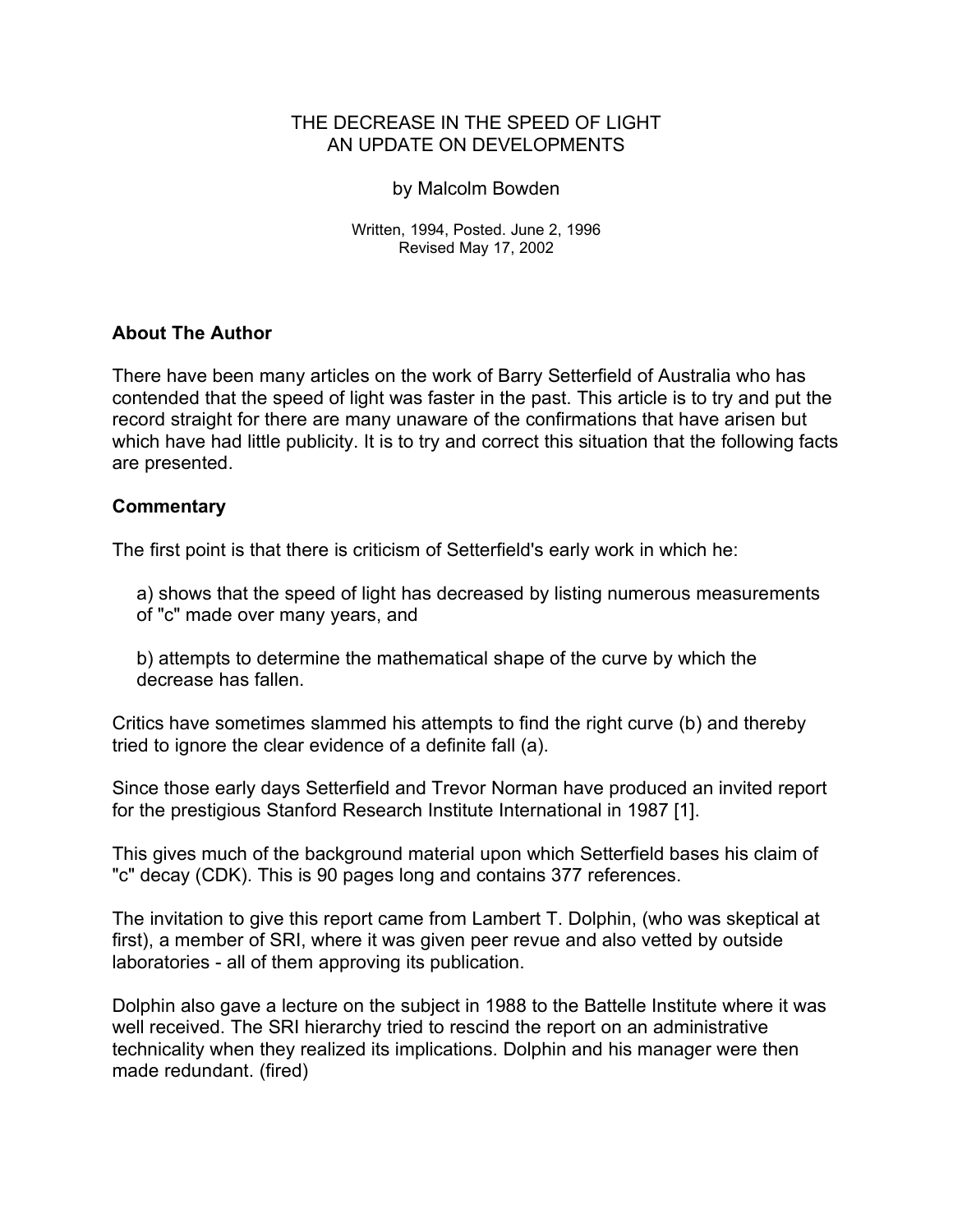# THE DECREASE IN THE SPEED OF LIGHT
## AN UPDATE ON DEVELOPMENTS

by Malcolm Bowden

Written, 1994, Posted. June 2, 1996
Revised May 17, 2002

### About The Author

There have been many articles on the work of Barry Setterfield of Australia who has contended that the speed of light was faster in the past. This article is to try and put the record straight for there are many unaware of the confirmations that have arisen but which have had little publicity. It is to try and correct this situation that the following facts are presented.

### Commentary

The first point is that there is criticism of Setterfield's early work in which he:

a) shows that the speed of light has decreased by listing numerous measurements of "c" made over many years, and

b) attempts to determine the mathematical shape of the curve by which the decrease has fallen.

Critics have sometimes slammed his attempts to find the right curve (b) and thereby tried to ignore the clear evidence of a definite fall (a).

Since those early days Setterfield and Trevor Norman have produced an invited report for the prestigious Stanford Research Institute International in 1987 [1].

This gives much of the background material upon which Setterfield bases his claim of "c" decay (CDK). This is 90 pages long and contains 377 references.

The invitation to give this report came from Lambert T. Dolphin, (who was skeptical at first), a member of SRI, where it was given peer revue and also vetted by outside laboratories - all of them approving its publication.

Dolphin also gave a lecture on the subject in 1988 to the Battelle Institute where it was well received. The SRI hierarchy tried to rescind the report on an administrative technicality when they realized its implications. Dolphin and his manager were then made redundant. (fired)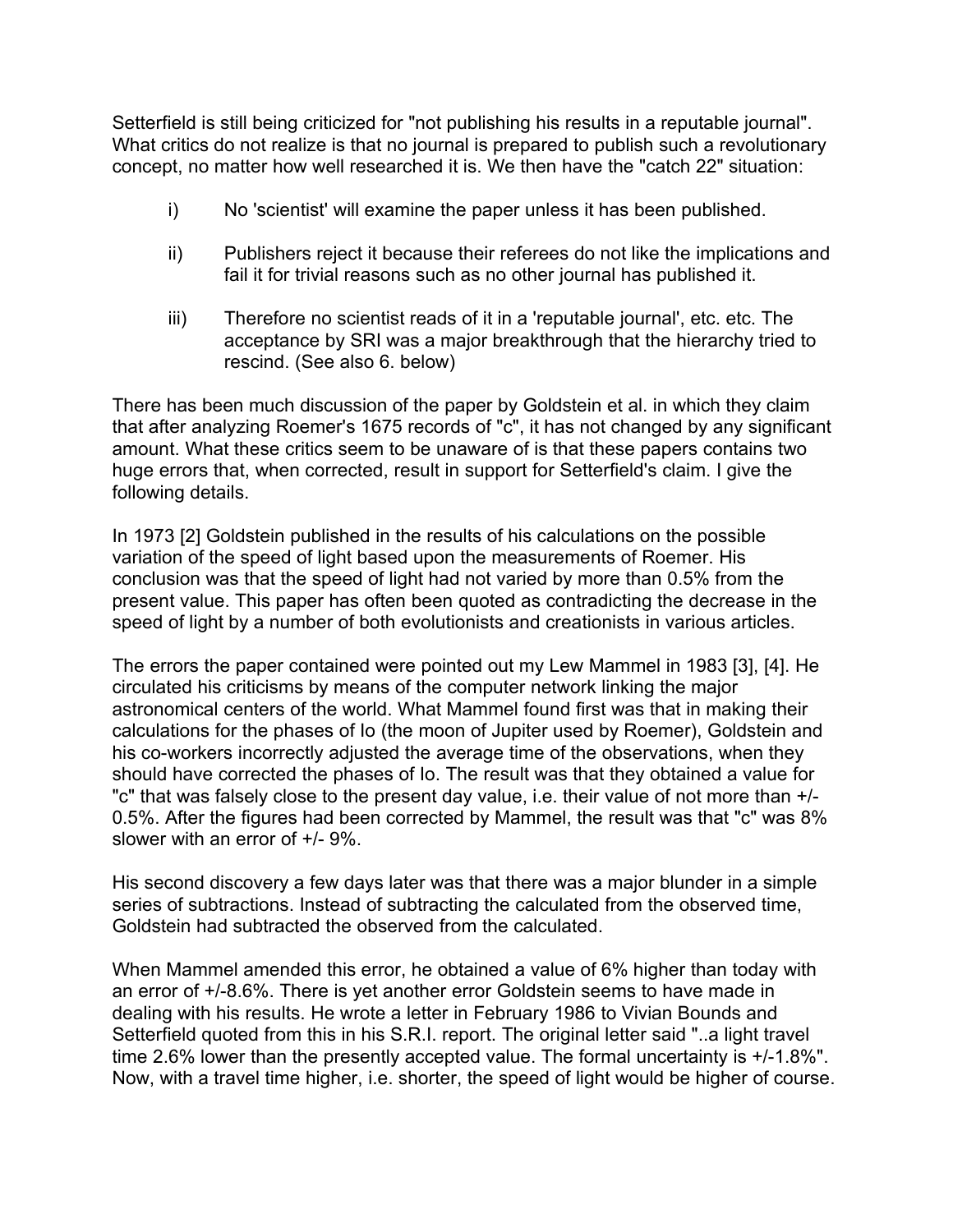Setterfield is still being criticized for "not publishing his results in a reputable journal". What critics do not realize is that no journal is prepared to publish such a revolutionary concept, no matter how well researched it is. We then have the "catch 22" situation:

i) No 'scientist' will examine the paper unless it has been published.

ii) Publishers reject it because their referees do not like the implications and fail it for trivial reasons such as no other journal has published it.

iii) Therefore no scientist reads of it in a 'reputable journal', etc. etc. The acceptance by SRI was a major breakthrough that the hierarchy tried to rescind. (See also 6. below)

There has been much discussion of the paper by Goldstein et al. in which they claim that after analyzing Roemer's 1675 records of "c", it has not changed by any significant amount. What these critics seem to be unaware of is that these papers contains two huge errors that, when corrected, result in support for Setterfield's claim. I give the following details.

In 1973 [2] Goldstein published in the results of his calculations on the possible variation of the speed of light based upon the measurements of Roemer. His conclusion was that the speed of light had not varied by more than 0.5% from the present value. This paper has often been quoted as contradicting the decrease in the speed of light by a number of both evolutionists and creationists in various articles.

The errors the paper contained were pointed out my Lew Mammel in 1983 [3], [4]. He circulated his criticisms by means of the computer network linking the major astronomical centers of the world. What Mammel found first was that in making their calculations for the phases of Io (the moon of Jupiter used by Roemer), Goldstein and his co-workers incorrectly adjusted the average time of the observations, when they should have corrected the phases of Io. The result was that they obtained a value for "c" that was falsely close to the present day value, i.e. their value of not more than +/- 0.5%. After the figures had been corrected by Mammel, the result was that "c" was 8% slower with an error of +/- 9%.

His second discovery a few days later was that there was a major blunder in a simple series of subtractions. Instead of subtracting the calculated from the observed time, Goldstein had subtracted the observed from the calculated.

When Mammel amended this error, he obtained a value of 6% higher than today with an error of +/-8.6%. There is yet another error Goldstein seems to have made in dealing with his results. He wrote a letter in February 1986 to Vivian Bounds and Setterfield quoted from this in his S.R.I. report. The original letter said "..a light travel time 2.6% lower than the presently accepted value. The formal uncertainty is +/-1.8%". Now, with a travel time higher, i.e. shorter, the speed of light would be higher of course.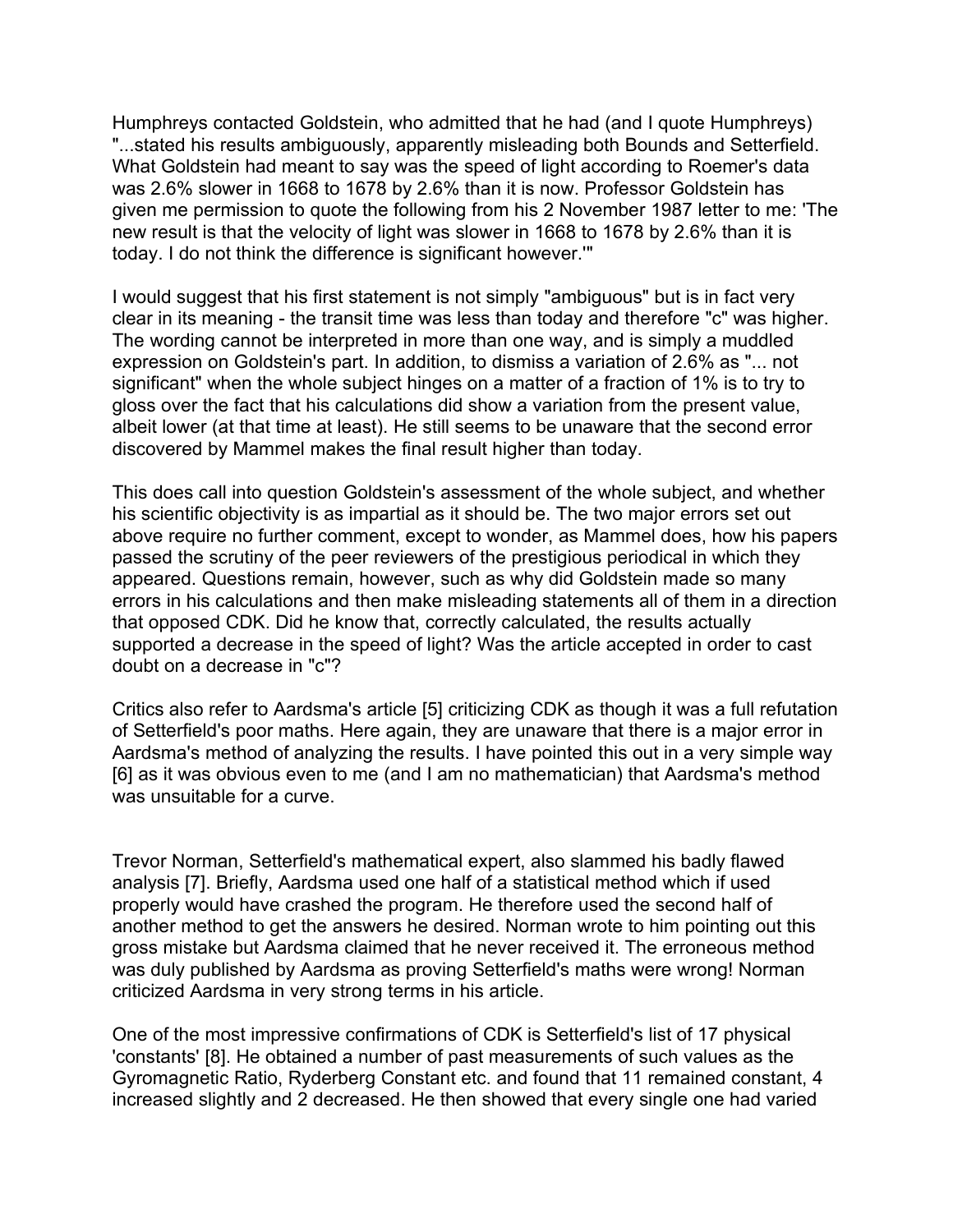Humphreys contacted Goldstein, who admitted that he had (and I quote Humphreys) "...stated his results ambiguously, apparently misleading both Bounds and Setterfield. What Goldstein had meant to say was the speed of light according to Roemer's data was 2.6% slower in 1668 to 1678 by 2.6% than it is now. Professor Goldstein has given me permission to quote the following from his 2 November 1987 letter to me: 'The new result is that the velocity of light was slower in 1668 to 1678 by 2.6% than it is today. I do not think the difference is significant however.'"

I would suggest that his first statement is not simply "ambiguous" but is in fact very clear in its meaning - the transit time was less than today and therefore "c" was higher. The wording cannot be interpreted in more than one way, and is simply a muddled expression on Goldstein's part. In addition, to dismiss a variation of 2.6% as "... not significant" when the whole subject hinges on a matter of a fraction of 1% is to try to gloss over the fact that his calculations did show a variation from the present value, albeit lower (at that time at least). He still seems to be unaware that the second error discovered by Mammel makes the final result higher than today.

This does call into question Goldstein's assessment of the whole subject, and whether his scientific objectivity is as impartial as it should be. The two major errors set out above require no further comment, except to wonder, as Mammel does, how his papers passed the scrutiny of the peer reviewers of the prestigious periodical in which they appeared. Questions remain, however, such as why did Goldstein made so many errors in his calculations and then make misleading statements all of them in a direction that opposed CDK. Did he know that, correctly calculated, the results actually supported a decrease in the speed of light? Was the article accepted in order to cast doubt on a decrease in "c"?

Critics also refer to Aardsma's article [5] criticizing CDK as though it was a full refutation of Setterfield's poor maths. Here again, they are unaware that there is a major error in Aardsma's method of analyzing the results. I have pointed this out in a very simple way [6] as it was obvious even to me (and I am no mathematician) that Aardsma's method was unsuitable for a curve.

Trevor Norman, Setterfield's mathematical expert, also slammed his badly flawed analysis [7]. Briefly, Aardsma used one half of a statistical method which if used properly would have crashed the program. He therefore used the second half of another method to get the answers he desired. Norman wrote to him pointing out this gross mistake but Aardsma claimed that he never received it. The erroneous method was duly published by Aardsma as proving Setterfield's maths were wrong! Norman criticized Aardsma in very strong terms in his article.

One of the most impressive confirmations of CDK is Setterfield's list of 17 physical 'constants' [8]. He obtained a number of past measurements of such values as the Gyromagnetic Ratio, Ryderberg Constant etc. and found that 11 remained constant, 4 increased slightly and 2 decreased. He then showed that every single one had varied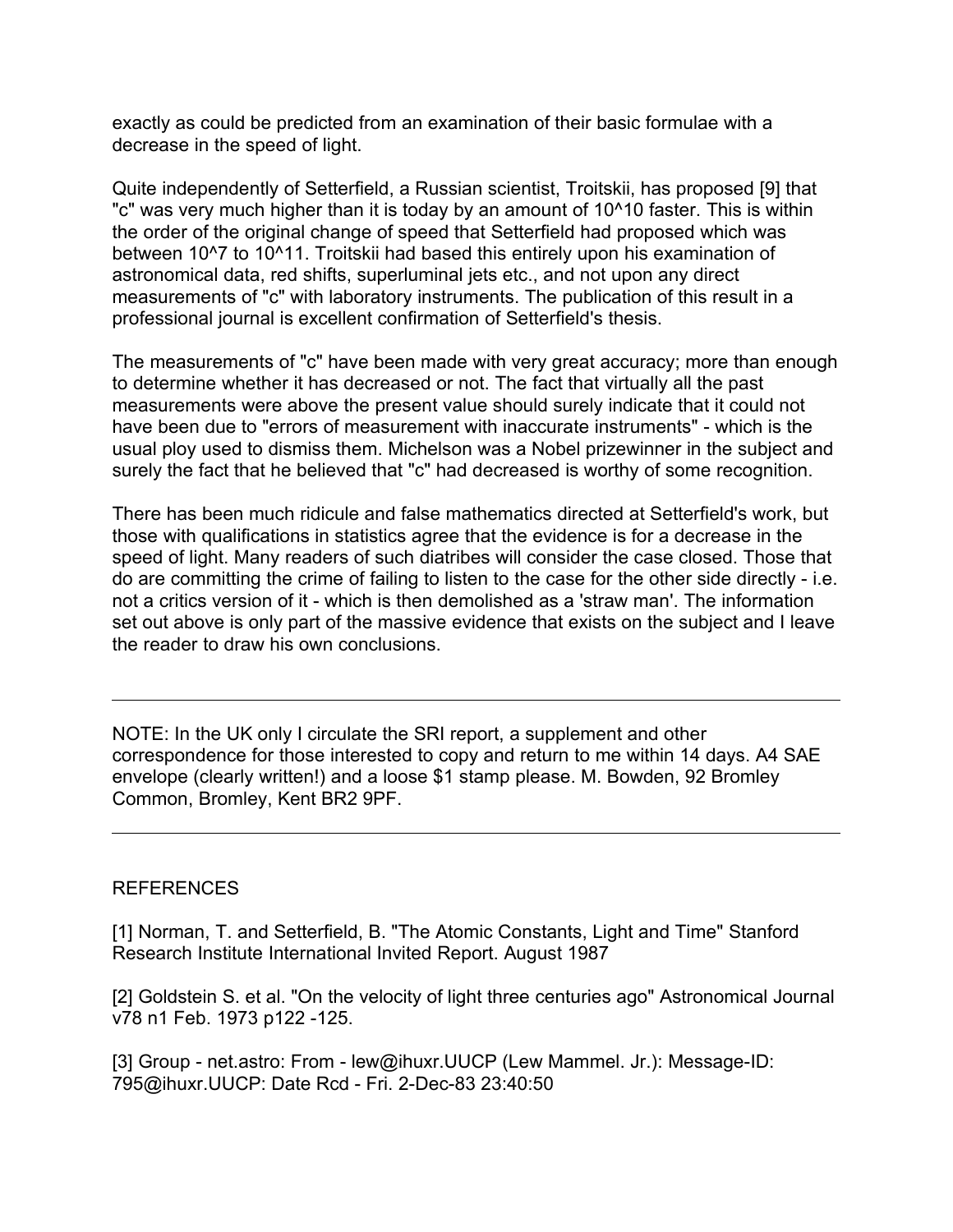exactly as could be predicted from an examination of their basic formulae with a decrease in the speed of light.

Quite independently of Setterfield, a Russian scientist, Troitskii, has proposed [9] that "c" was very much higher than it is today by an amount of $10^{10}$ faster. This is within the order of the original change of speed that Setterfield had proposed which was between $10^{7}$ to $10^{11}$. Troitskii had based this entirely upon his examination of astronomical data, red shifts, superluminal jets etc., and not upon any direct measurements of "c" with laboratory instruments. The publication of this result in a professional journal is excellent confirmation of Setterfield's thesis.

The measurements of "c" have been made with very great accuracy; more than enough to determine whether it has decreased or not. The fact that virtually all the past measurements were above the present value should surely indicate that it could not have been due to "errors of measurement with inaccurate instruments" - which is the usual ploy used to dismiss them. Michelson was a Nobel prizewinner in the subject and surely the fact that he believed that "c" had decreased is worthy of some recognition.

There has been much ridicule and false mathematics directed at Setterfield's work, but those with qualifications in statistics agree that the evidence is for a decrease in the speed of light. Many readers of such diatribes will consider the case closed. Those that do are committing the crime of failing to listen to the case for the other side directly - i.e. not a critics version of it - which is then demolished as a 'straw man'. The information set out above is only part of the massive evidence that exists on the subject and I leave the reader to draw his own conclusions.

---

NOTE: In the UK only I circulate the SRI report, a supplement and other correspondence for those interested to copy and return to me within 14 days. A4 SAE envelope (clearly written!) and a loose $1 stamp please. M. Bowden, 92 Bromley Common, Bromley, Kent BR2 9PF.

---

REFERENCES

[1] Norman, T. and Setterfield, B. "The Atomic Constants, Light and Time" Stanford Research Institute International Invited Report. August 1987

[2] Goldstein S. et al. "On the velocity of light three centuries ago" Astronomical Journal v78 n1 Feb. 1973 p122 -125.

[3] Group - net.astro: From - lew@ihuxr.UUCP (Lew Mammel. Jr.): Message-ID: 795@ihuxr.UUCP: Date Rcd - Fri. 2-Dec-83 23:40:50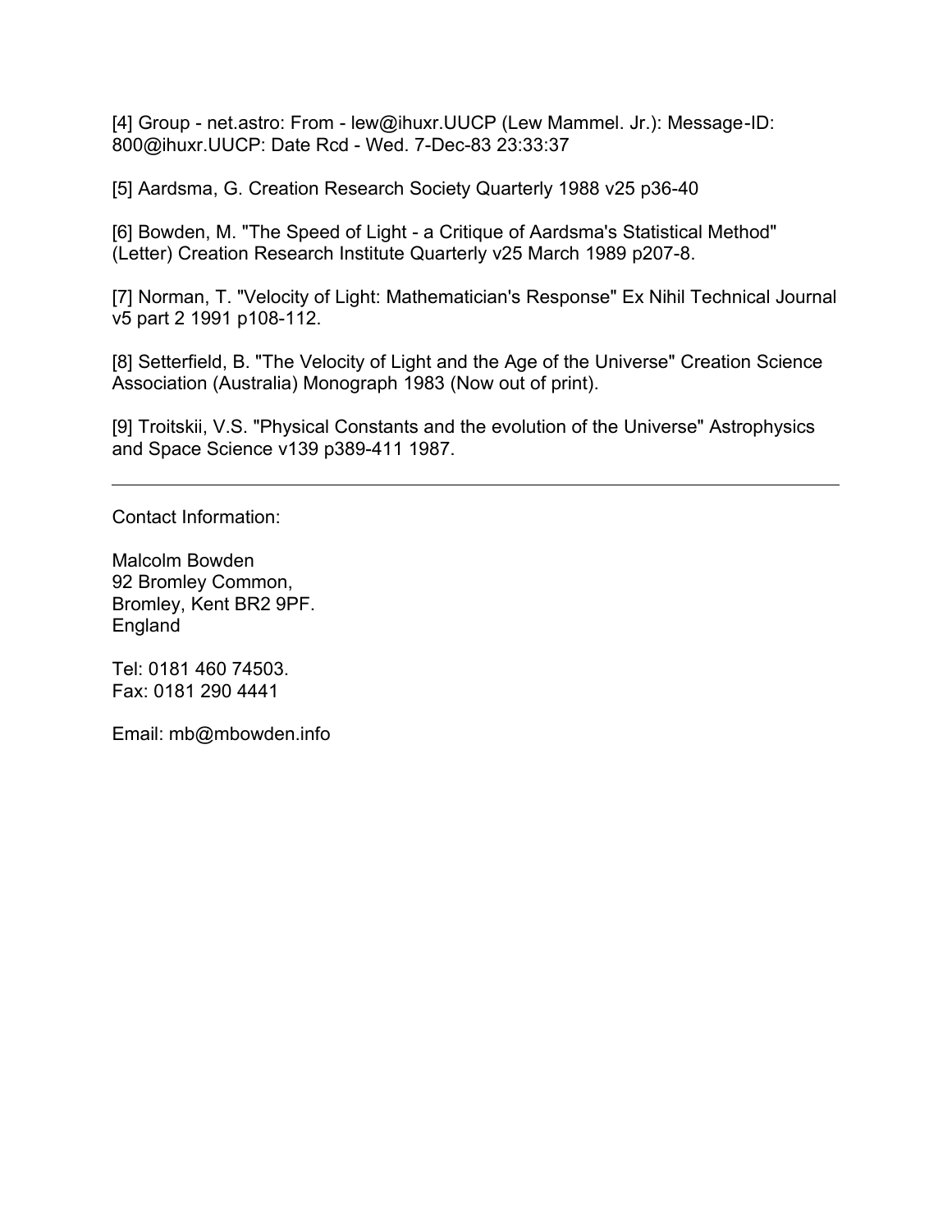[4] Group - net.astro: From - lew@ihuxr.UUCP (Lew Mammel. Jr.): Message-ID: 800@ihuxr.UUCP: Date Rcd - Wed. 7-Dec-83 23:33:37

[5] Aardsma, G. Creation Research Society Quarterly 1988 v25 p36-40

[6] Bowden, M. "The Speed of Light - a Critique of Aardsma's Statistical Method" (Letter) Creation Research Institute Quarterly v25 March 1989 p207-8.

[7] Norman, T. "Velocity of Light: Mathematician's Response" Ex Nihil Technical Journal v5 part 2 1991 p108-112.

[8] Setterfield, B. "The Velocity of Light and the Age of the Universe" Creation Science Association (Australia) Monograph 1983 (Now out of print).

[9] Troitskii, V.S. "Physical Constants and the evolution of the Universe" Astrophysics and Space Science v139 p389-411 1987.

---

Contact Information:

Malcolm Bowden
92 Bromley Common,
Bromley, Kent BR2 9PF.
England

Tel: 0181 460 74503.
Fax: 0181 290 4441

Email: mb@mbowden.info